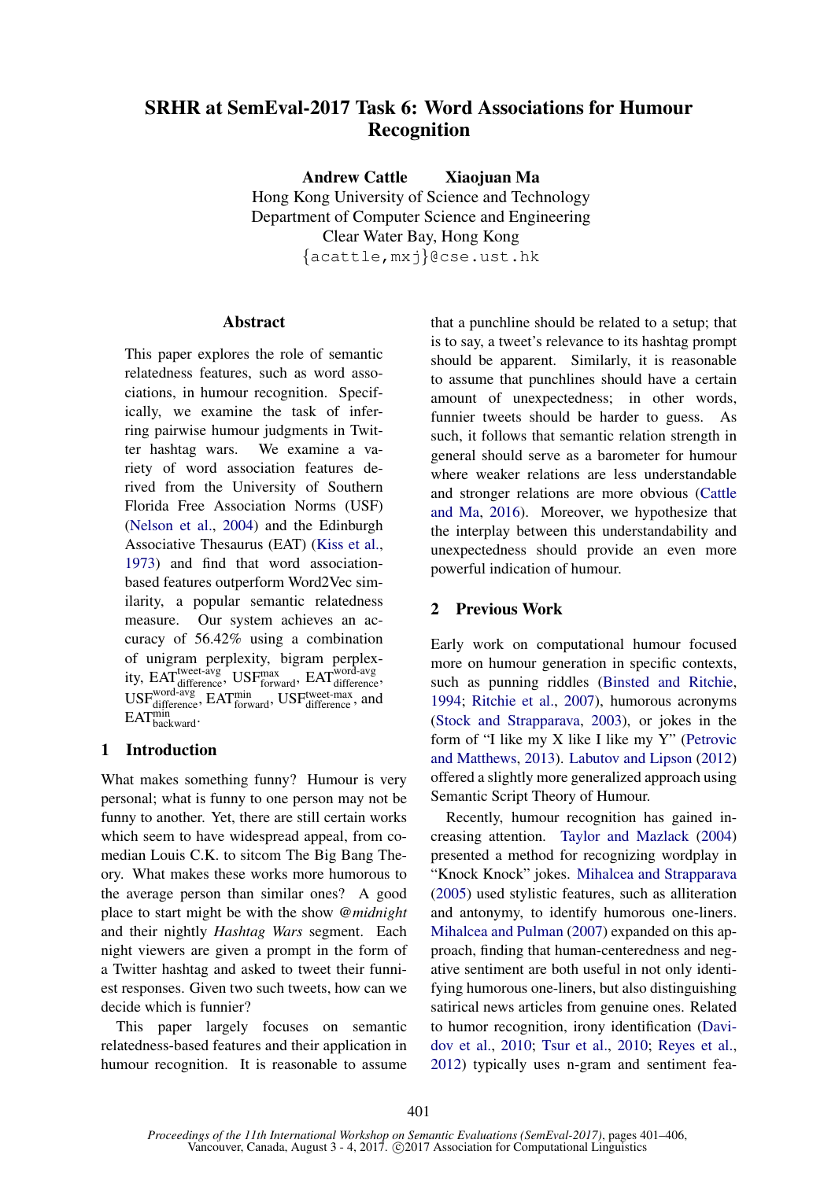# SRHR at SemEval-2017 Task 6: Word Associations for Humour Recognition

**Andrew Cattle Xiaojuan Ma**
Hong Kong University of Science and Technology
Department of Computer Science and Engineering
Clear Water Bay, Hong Kong
{acattle,mxj}@cse.ust.hk

## Abstract

This paper explores the role of semantic relatedness features, such as word associations, in humour recognition. Specifically, we examine the task of inferring pairwise humour judgments in Twitter hashtag wars. We examine a variety of word association features derived from the University of Southern Florida Free Association Norms (USF) (Nelson et al., 2004) and the Edinburgh Associative Thesaurus (EAT) (Kiss et al., 1973) and find that word association-based features outperform Word2Vec similarity, a popular semantic relatedness measure. Our system achieves an accuracy of 56.42% using a combination of unigram perplexity, bigram perplexity, $\text{EAT}^{\text{tweet-avg}}_{\text{difference}}$, $\text{USF}^{\text{max}}_{\text{forward}}$, $\text{EAT}^{\text{word-avg}}_{\text{difference}}$, $\text{USF}^{\text{word-avg}}_{\text{difference}}$, $\text{EAT}^{\text{min}}_{\text{forward}}$, $\text{USF}^{\text{tweet-max}}_{\text{difference}}$, and $\text{EAT}^{\text{min}}_{\text{backward}}$.

## 1 Introduction

What makes something funny? Humour is very personal; what is funny to one person may not be funny to another. Yet, there are still certain works which seem to have widespread appeal, from comedian Louis C.K. to sitcom The Big Bang Theory. What makes these works more humorous to the average person than similar ones? A good place to start might be with the show *@midnight* and their nightly *Hashtag Wars* segment. Each night viewers are given a prompt in the form of a Twitter hashtag and asked to tweet their funniest responses. Given two such tweets, how can we decide which is funnier?

This paper largely focuses on semantic relatedness-based features and their application in humour recognition. It is reasonable to assume that a punchline should be related to a setup; that is to say, a tweet's relevance to its hashtag prompt should be apparent. Similarly, it is reasonable to assume that punchlines should have a certain amount of unexpectedness; in other words, funnier tweets should be harder to guess. As such, it follows that semantic relation strength in general should serve as a barometer for humour where weaker relations are less understandable and stronger relations are more obvious (Cattle and Ma, 2016). Moreover, we hypothesize that the interplay between this understandability and unexpectedness should provide an even more powerful indication of humour.

## 2 Previous Work

Early work on computational humour focused more on humour generation in specific contexts, such as punning riddles (Binsted and Ritchie, 1994; Ritchie et al., 2007), humorous acronyms (Stock and Strapparava, 2003), or jokes in the form of "I like my X like I like my Y" (Petrovic and Matthews, 2013). Labutov and Lipson (2012) offered a slightly more generalized approach using Semantic Script Theory of Humour.

Recently, humour recognition has gained increasing attention. Taylor and Mazlack (2004) presented a method for recognizing wordplay in "Knock Knock" jokes. Mihalcea and Strapparava (2005) used stylistic features, such as alliteration and antonymy, to identify humorous one-liners. Mihalcea and Pulman (2007) expanded on this approach, finding that human-centeredness and negative sentiment are both useful in not only identifying humorous one-liners, but also distinguishing satirical news articles from genuine ones. Related to humor recognition, irony identification (Davidov et al., 2010; Tsur et al., 2010; Reyes et al., 2012) typically uses n-gram and sentiment fea-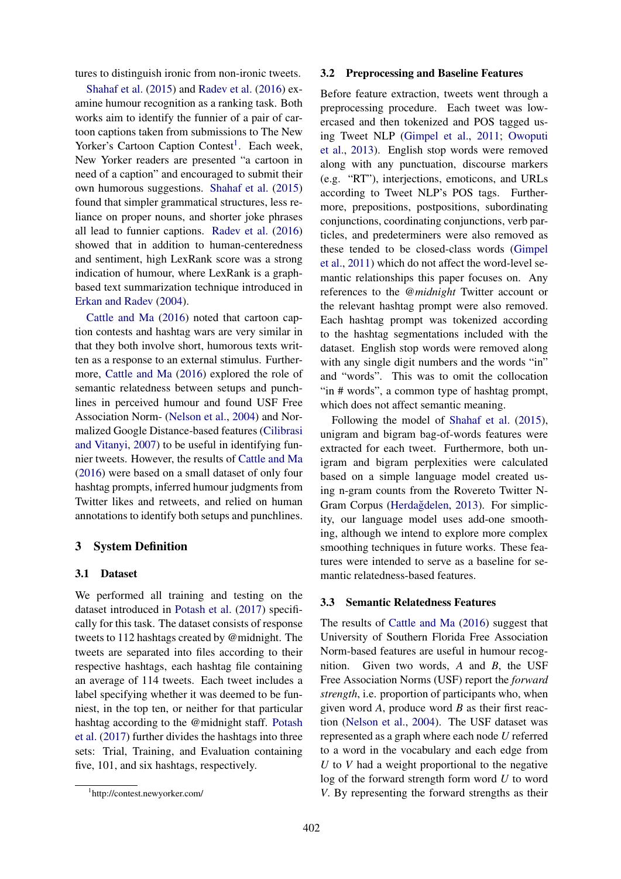tures to distinguish ironic from non-ironic tweets.

Shahaf et al. (2015) and Radev et al. (2016) examine humour recognition as a ranking task. Both works aim to identify the funnier of a pair of cartoon captions taken from submissions to The New Yorker's Cartoon Caption Contest[1]. Each week, New Yorker readers are presented "a cartoon in need of a caption" and encouraged to submit their own humorous suggestions. Shahaf et al. (2015) found that simpler grammatical structures, less reliance on proper nouns, and shorter joke phrases all lead to funnier captions. Radev et al. (2016) showed that in addition to human-centeredness and sentiment, high LexRank score was a strong indication of humour, where LexRank is a graph-based text summarization technique introduced in Erkan and Radev (2004).

Cattle and Ma (2016) noted that cartoon caption contests and hashtag wars are very similar in that they both involve short, humorous texts written as a response to an external stimulus. Furthermore, Cattle and Ma (2016) explored the role of semantic relatedness between setups and punchlines in perceived humour and found USF Free Association Norm- (Nelson et al., 2004) and Normalized Google Distance-based features (Cilibrasi and Vitanyi, 2007) to be useful in identifying funnier tweets. However, the results of Cattle and Ma (2016) were based on a small dataset of only four hashtag prompts, inferred humour judgments from Twitter likes and retweets, and relied on human annotations to identify both setups and punchlines.

## 3 System Definition

### 3.1 Dataset

We performed all training and testing on the dataset introduced in Potash et al. (2017) specifically for this task. The dataset consists of response tweets to 112 hashtags created by @midnight. The tweets are separated into files according to their respective hashtags, each hashtag file containing an average of 114 tweets. Each tweet includes a label specifying whether it was deemed to be funniest, in the top ten, or neither for that particular hashtag according to the @midnight staff. Potash et al. (2017) further divides the hashtags into three sets: Trial, Training, and Evaluation containing five, 101, and six hashtags, respectively.

### 3.2 Preprocessing and Baseline Features

Before feature extraction, tweets went through a preprocessing procedure. Each tweet was lowercased and then tokenized and POS tagged using Tweet NLP (Gimpel et al., 2011; Owoputi et al., 2013). English stop words were removed along with any punctuation, discourse markers (e.g. "RT"), interjections, emoticons, and URLs according to Tweet NLP's POS tags. Furthermore, prepositions, postpositions, subordinating conjunctions, coordinating conjunctions, verb particles, and predeterminers were also removed as these tended to be closed-class words (Gimpel et al., 2011) which do not affect the word-level semantic relationships this paper focuses on. Any references to the *@midnight* Twitter account or the relevant hashtag prompt were also removed. Each hashtag prompt was tokenized according to the hashtag segmentations included with the dataset. English stop words were removed along with any single digit numbers and the words "in" and "words". This was to omit the collocation "in # words", a common type of hashtag prompt, which does not affect semantic meaning.

Following the model of Shahaf et al. (2015), unigram and bigram bag-of-words features were extracted for each tweet. Furthermore, both unigram and bigram perplexities were calculated based on a simple language model created using n-gram counts from the Rovereto Twitter N-Gram Corpus (Herdağdelen, 2013). For simplicity, our language model uses add-one smoothing, although we intend to explore more complex smoothing techniques in future works. These features were intended to serve as a baseline for semantic relatedness-based features.

### 3.3 Semantic Relatedness Features

The results of Cattle and Ma (2016) suggest that University of Southern Florida Free Association Norm-based features are useful in humour recognition. Given two words, $A$ and $B$, the USF Free Association Norms (USF) report the *forward strength*, i.e. proportion of participants who, when given word $A$, produce word $B$ as their first reaction (Nelson et al., 2004). The USF dataset was represented as a graph where each node $U$ referred to a word in the vocabulary and each edge from $U$ to $V$ had a weight proportional to the negative log of the forward strength form word $U$ to word $V$. By representing the forward strengths as their

[1] http://contest.newyorker.com/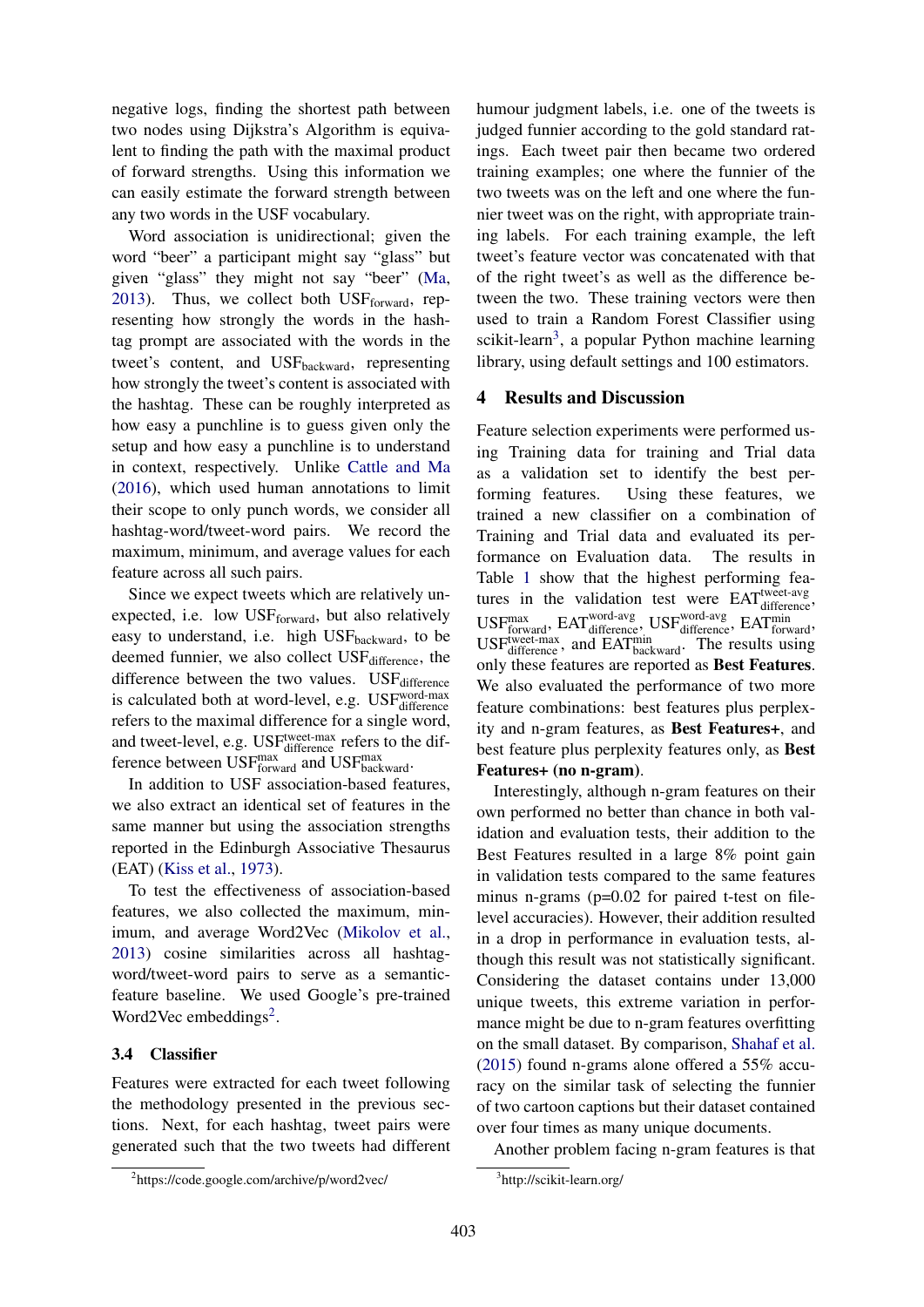negative logs, finding the shortest path between two nodes using Dijkstra's Algorithm is equivalent to finding the path with the maximal product of forward strengths. Using this information we can easily estimate the forward strength between any two words in the USF vocabulary.

Word association is unidirectional; given the word "beer" a participant might say "glass" but given "glass" they might not say "beer" (Ma, 2013). Thus, we collect both $\text{USF}_{\text{forward}}$, representing how strongly the words in the hashtag prompt are associated with the words in the tweet's content, and $\text{USF}_{\text{backward}}$, representing how strongly the tweet's content is associated with the hashtag. These can be roughly interpreted as how easy a punchline is to guess given only the setup and how easy a punchline is to understand in context, respectively. Unlike Cattle and Ma (2016), which used human annotations to limit their scope to only punch words, we consider all hashtag-word/tweet-word pairs. We record the maximum, minimum, and average values for each feature across all such pairs.

Since we expect tweets which are relatively unexpected, i.e. low $\text{USF}_{\text{forward}}$, but also relatively easy to understand, i.e. high $\text{USF}_{\text{backward}}$, to be deemed funnier, we also collect $\text{USF}_{\text{difference}}$, the difference between the two values. $\text{USF}_{\text{difference}}$ is calculated both at word-level, e.g. $\text{USF}^{\text{word-max}}_{\text{difference}}$ refers to the maximal difference for a single word, and tweet-level, e.g. $\text{USF}^{\text{tweet-max}}_{\text{difference}}$ refers to the difference between $\text{USF}^{\text{max}}_{\text{forward}}$ and $\text{USF}^{\text{max}}_{\text{backward}}$.

In addition to USF association-based features, we also extract an identical set of features in the same manner but using the association strengths reported in the Edinburgh Associative Thesaurus (EAT) (Kiss et al., 1973).

To test the effectiveness of association-based features, we also collected the maximum, minimum, and average Word2Vec (Mikolov et al., 2013) cosine similarities across all hashtag-word/tweet-word pairs to serve as a semantic-feature baseline. We used Google's pre-trained Word2Vec embeddings[2].

### 3.4 Classifier

Features were extracted for each tweet following the methodology presented in the previous sections. Next, for each hashtag, tweet pairs were generated such that the two tweets had different humour judgment labels, i.e. one of the tweets is judged funnier according to the gold standard ratings. Each tweet pair then became two ordered training examples; one where the funnier of the two tweets was on the left and one where the funnier tweet was on the right, with appropriate training labels. For each training example, the left tweet's feature vector was concatenated with that of the right tweet's as well as the difference between the two. These training vectors were then used to train a Random Forest Classifier using scikit-learn[3], a popular Python machine learning library, using default settings and 100 estimators.

## 4 Results and Discussion

Feature selection experiments were performed using Training data for training and Trial data as a validation set to identify the best performing features. Using these features, we trained a new classifier on a combination of Training and Trial data and evaluated its performance on Evaluation data. The results in Table 1 show that the highest performing features in the validation test were $\text{EAT}^{\text{tweet-avg}}_{\text{difference}}$, $\text{USF}^{\text{max}}_{\text{forward}}$, $\text{EAT}^{\text{word-avg}}_{\text{difference}}$, $\text{USF}^{\text{word-avg}}_{\text{difference}}$, $\text{EAT}^{\text{min}}_{\text{forward}}$, $\text{USF}^{\text{tweet-max}}_{\text{difference}}$, and $\text{EAT}^{\text{min}}_{\text{backward}}$. The results using only these features are reported as **Best Features**. We also evaluated the performance of two more feature combinations: best features plus perplexity and n-gram features, as **Best Features+**, and best feature plus perplexity features only, as **Best Features+ (no n-gram)**.

Interestingly, although n-gram features on their own performed no better than chance in both validation and evaluation tests, their addition to the Best Features resulted in a large 8% point gain in validation tests compared to the same features minus n-grams (p=0.02 for paired t-test on file-level accuracies). However, their addition resulted in a drop in performance in evaluation tests, although this result was not statistically significant. Considering the dataset contains under 13,000 unique tweets, this extreme variation in performance might be due to n-gram features overfitting on the small dataset. By comparison, Shahaf et al. (2015) found n-grams alone offered a 55% accuracy on the similar task of selecting the funnier of two cartoon captions but their dataset contained over four times as many unique documents.

Another problem facing n-gram features is that

[2] https://code.google.com/archive/p/word2vec/

[3] http://scikit-learn.org/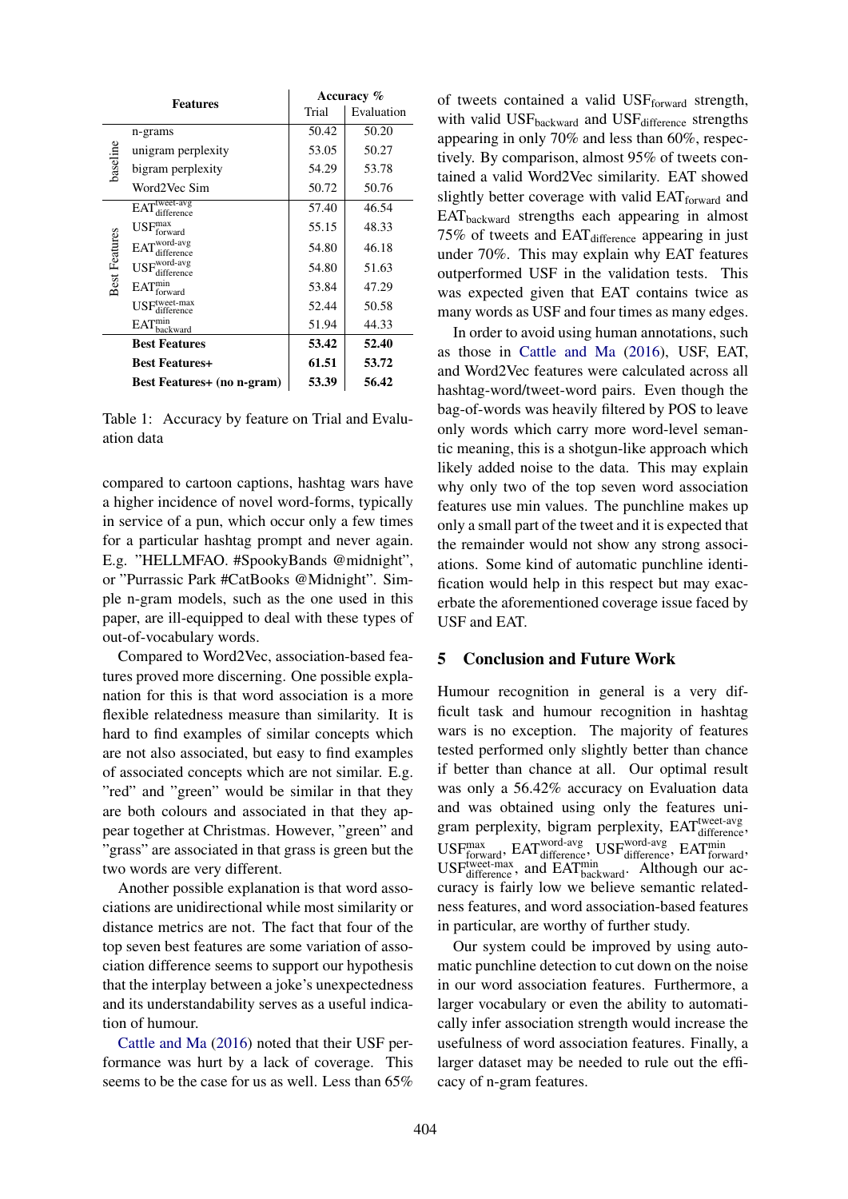| | Features | Accuracy % | |
|---|---|---|---|
| | | Trial | Evaluation |
| baseline | n-grams | 50.42 | 50.20 |
| | unigram perplexity | 53.05 | 50.27 |
| | bigram perplexity | 54.29 | 53.78 |
| | Word2Vec Sim | 50.72 | 50.76 |
| Best Features | $\text{EAT}^{\text{tweet-avg}}_{\text{difference}}$ | 57.40 | 46.54 |
| | $\text{USF}^{\text{max}}_{\text{forward}}$ | 55.15 | 48.33 |
| | $\text{EAT}^{\text{word-avg}}_{\text{difference}}$ | 54.80 | 46.18 |
| | $\text{USF}^{\text{word-avg}}_{\text{difference}}$ | 54.80 | 51.63 |
| | $\text{EAT}^{\text{min}}_{\text{forward}}$ | 53.84 | 47.29 |
| | $\text{USF}^{\text{tweet-max}}_{\text{difference}}$ | 52.44 | 50.58 |
| | $\text{EAT}^{\text{min}}_{\text{backward}}$ | 51.94 | 44.33 |
| | **Best Features** | **53.42** | **52.40** |
| | **Best Features+** | **61.51** | **53.72** |
| | **Best Features+ (no n-gram)** | **53.39** | **56.42** |

Table 1: Accuracy by feature on Trial and Evaluation data

compared to cartoon captions, hashtag wars have a higher incidence of novel word-forms, typically in service of a pun, which occur only a few times for a particular hashtag prompt and never again. E.g. "HELLMFAO. #SpookyBands @midnight", or "Purrassic Park #CatBooks @Midnight". Simple n-gram models, such as the one used in this paper, are ill-equipped to deal with these types of out-of-vocabulary words.

Compared to Word2Vec, association-based features proved more discerning. One possible explanation for this is that word association is a more flexible relatedness measure than similarity. It is hard to find examples of similar concepts which are not also associated, but easy to find examples of associated concepts which are not similar. E.g. "red" and "green" would be similar in that they are both colours and associated in that they appear together at Christmas. However, "green" and "grass" are associated in that grass is green but the two words are very different.

Another possible explanation is that word associations are unidirectional while most similarity or distance metrics are not. The fact that four of the top seven best features are some variation of association difference seems to support our hypothesis that the interplay between a joke's unexpectedness and its understandability serves as a useful indication of humour.

Cattle and Ma (2016) noted that their USF performance was hurt by a lack of coverage. This seems to be the case for us as well. Less than 65% of tweets contained a valid $\text{USF}_{\text{forward}}$ strength, with valid $\text{USF}_{\text{backward}}$ and $\text{USF}_{\text{difference}}$ strengths appearing in only 70% and less than 65%, respectively. By comparison, almost 95% of tweets contained a valid Word2Vec similarity. EAT showed slightly better coverage with valid $\text{EAT}_{\text{forward}}$ and $\text{EAT}_{\text{backward}}$ strengths each appearing in almost 75% of tweets and $\text{EAT}_{\text{difference}}$ appearing in just under 70%. This may explain why EAT features outperformed USF in the validation tests. This was expected given that EAT contains twice as many words as USF and four times as many edges.

In order to avoid using human annotations, such as those in Cattle and Ma (2016), USF, EAT, and Word2Vec features were calculated across all hashtag-word/tweet-word pairs. Even though the bag-of-words was heavily filtered by POS to leave only words which carry more word-level semantic meaning, this is a shotgun-like approach which likely added noise to the data. This may explain why only two of the top seven word association features use min values. The punchline makes up only a small part of the tweet and it is expected that the remainder would not show any strong associations. Some kind of automatic punchline identification would help in this respect but may exacerbate the aforementioned coverage issue faced by USF and EAT.

## 5 Conclusion and Future Work

Humour recognition in general is a very difficult task and humour recognition in hashtag wars is no exception. The majority of features tested performed only slightly better than chance if better than chance at all. Our optimal result was only a 56.42% accuracy on Evaluation data and was obtained using only the features unigram perplexity, bigram perplexity, $\text{EAT}^{\text{tweet-avg}}_{\text{difference}}$, $\text{USF}^{\text{max}}_{\text{forward}}$, $\text{EAT}^{\text{word-avg}}_{\text{difference}}$, $\text{USF}^{\text{word-avg}}_{\text{difference}}$, $\text{EAT}^{\text{min}}_{\text{forward}}$, $\text{USF}^{\text{tweet-max}}_{\text{difference}}$, and $\text{EAT}^{\text{min}}_{\text{backward}}$. Although our accuracy is fairly low we believe semantic relatedness features, and word association-based features in particular, are worthy of further study.

Our system could be improved by using automatic punchline detection to cut down on the noise in our word association features. Furthermore, a larger vocabulary or even the ability to automatically infer association strength would increase the usefulness of word association features. Finally, a larger dataset may be needed to rule out the efficacy of n-gram features.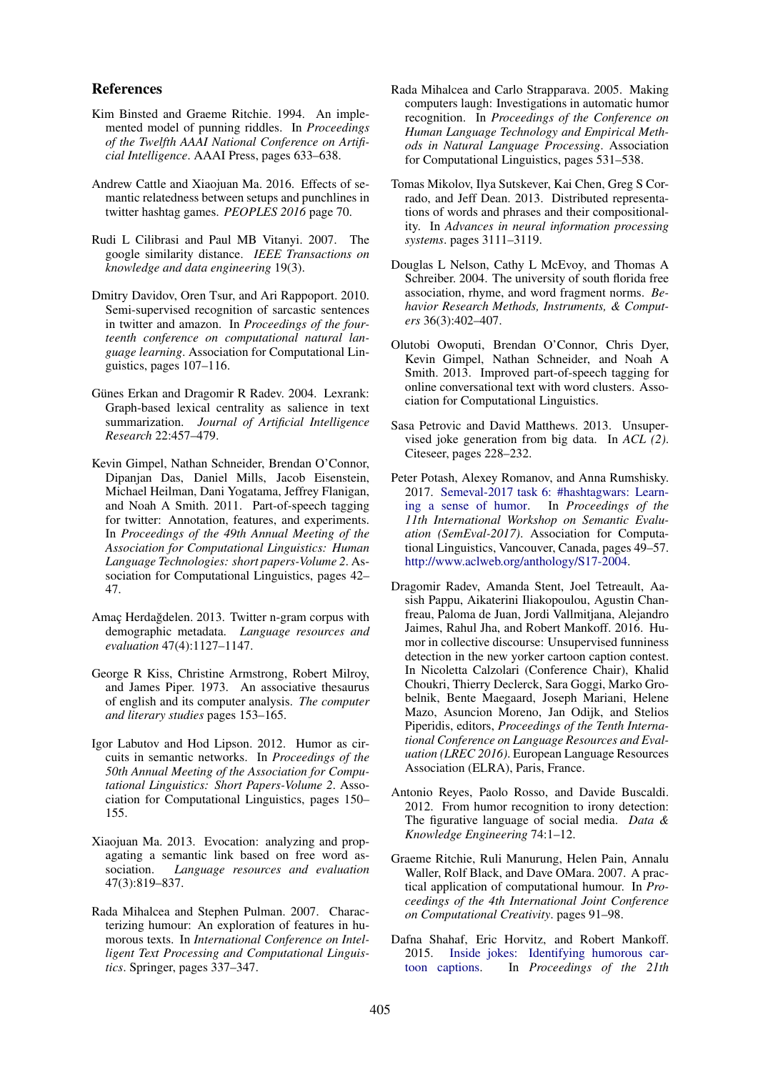## References

Kim Binsted and Graeme Ritchie. 1994. An implemented model of punning riddles. In *Proceedings of the Twelfth AAAI National Conference on Artificial Intelligence*. AAAI Press, pages 633–638.

Andrew Cattle and Xiaojuan Ma. 2016. Effects of semantic relatedness between setups and punchlines in twitter hashtag games. *PEOPLES 2016* page 70.

Rudi L Cilibrasi and Paul MB Vitanyi. 2007. The google similarity distance. *IEEE Transactions on knowledge and data engineering* 19(3).

Dmitry Davidov, Oren Tsur, and Ari Rappoport. 2010. Semi-supervised recognition of sarcastic sentences in twitter and amazon. In *Proceedings of the fourteenth conference on computational natural language learning*. Association for Computational Linguistics, pages 107–116.

Günes Erkan and Dragomir R Radev. 2004. Lexrank: Graph-based lexical centrality as salience in text summarization. *Journal of Artificial Intelligence Research* 22:457–479.

Kevin Gimpel, Nathan Schneider, Brendan O'Connor, Dipanjan Das, Daniel Mills, Jacob Eisenstein, Michael Heilman, Dani Yogatama, Jeffrey Flanigan, and Noah A Smith. 2011. Part-of-speech tagging for twitter: Annotation, features, and experiments. In *Proceedings of the 49th Annual Meeting of the Association for Computational Linguistics: Human Language Technologies: short papers-Volume 2*. Association for Computational Linguistics, pages 42–47.

Amaç Herdağdelen. 2013. Twitter n-gram corpus with demographic metadata. *Language resources and evaluation* 47(4):1127–1147.

George R Kiss, Christine Armstrong, Robert Milroy, and James Piper. 1973. An associative thesaurus of english and its computer analysis. *The computer and literary studies* pages 153–165.

Igor Labutov and Hod Lipson. 2012. Humor as circuits in semantic networks. In *Proceedings of the 50th Annual Meeting of the Association for Computational Linguistics: Short Papers-Volume 2*. Association for Computational Linguistics, pages 150–155.

Xiaojuan Ma. 2013. Evocation: analyzing and propagating a semantic link based on free word association. *Language resources and evaluation* 47(3):819–837.

Rada Mihalcea and Stephen Pulman. 2007. Characterizing humour: An exploration of features in humorous texts. In *International Conference on Intelligent Text Processing and Computational Linguistics*. Springer, pages 337–347.

Rada Mihalcea and Carlo Strapparava. 2005. Making computers laugh: Investigations in automatic humor recognition. In *Proceedings of the Conference on Human Language Technology and Empirical Methods in Natural Language Processing*. Association for Computational Linguistics, pages 531–538.

Tomas Mikolov, Ilya Sutskever, Kai Chen, Greg S Corrado, and Jeff Dean. 2013. Distributed representations of words and phrases and their compositionality. In *Advances in neural information processing systems*. pages 3111–3119.

Douglas L Nelson, Cathy L McEvoy, and Thomas A Schreiber. 2004. The university of south florida free association, rhyme, and word fragment norms. *Behavior Research Methods, Instruments, & Computers* 36(3):402–407.

Olutobi Owoputi, Brendan O'Connor, Chris Dyer, Kevin Gimpel, Nathan Schneider, and Noah A Smith. 2013. Improved part-of-speech tagging for online conversational text with word clusters. Association for Computational Linguistics.

Sasa Petrovic and David Matthews. 2013. Unsupervised joke generation from big data. In *ACL (2)*. Citeseer, pages 228–232.

Peter Potash, Alexey Romanov, and Anna Rumshisky. 2017. Semeval-2017 task 6: #hashtagwars: Learning a sense of humor. In *Proceedings of the 11th International Workshop on Semantic Evaluation (SemEval-2017)*. Association for Computational Linguistics, Vancouver, Canada, pages 49–57. http://www.aclweb.org/anthology/S17-2004.

Dragomir Radev, Amanda Stent, Joel Tetreault, Aasish Pappu, Aikaterini Iliakopoulou, Agustin Chanfreau, Paloma de Juan, Jordi Vallmitjana, Alejandro Jaimes, Rahul Jha, and Robert Mankoff. 2016. Humor in collective discourse: Unsupervised funniness detection in the new yorker cartoon caption contest. In Nicoletta Calzolari (Conference Chair), Khalid Choukri, Thierry Declerck, Sara Goggi, Marko Grobelnik, Bente Maegaard, Joseph Mariani, Helene Mazo, Asuncion Moreno, Jan Odijk, and Stelios Piperidis, editors, *Proceedings of the Tenth International Conference on Language Resources and Evaluation (LREC 2016)*. European Language Resources Association (ELRA), Paris, France.

Antonio Reyes, Paolo Rosso, and Davide Buscaldi. 2012. From humor recognition to irony detection: The figurative language of social media. *Data & Knowledge Engineering* 74:1–12.

Graeme Ritchie, Ruli Manurung, Helen Pain, Annalu Waller, Rolf Black, and Dave OMara. 2007. A practical application of computational humour. In *Proceedings of the 4th International Joint Conference on Computational Creativity*. pages 91–98.

Dafna Shahaf, Eric Horvitz, and Robert Mankoff. 2015. Inside jokes: Identifying humorous cartoon captions. In *Proceedings of the 21th*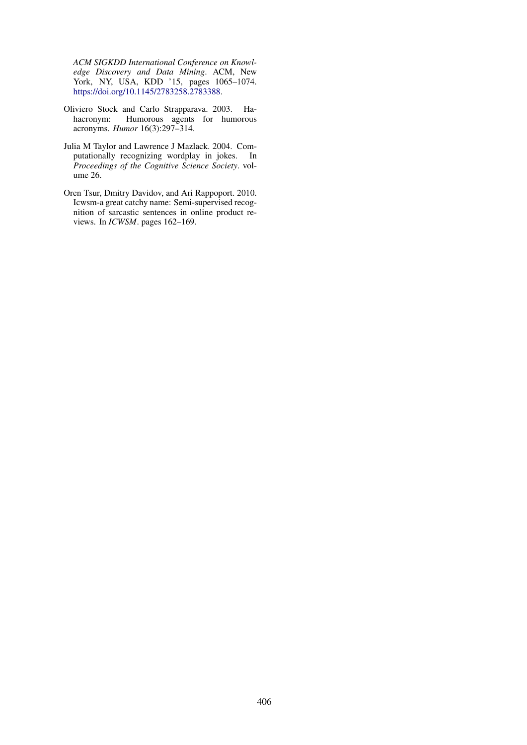*ACM SIGKDD International Conference on Knowledge Discovery and Data Mining*. ACM, New York, NY, USA, KDD '15, pages 1065–1074. https://doi.org/10.1145/2783258.2783388.

Oliviero Stock and Carlo Strapparava. 2003. Hahacronym: Humorous agents for humorous acronyms. *Humor* 16(3):297–314.

Julia M Taylor and Lawrence J Mazlack. 2004. Computationally recognizing wordplay in jokes. In *Proceedings of the Cognitive Science Society*. volume 26.

Oren Tsur, Dmitry Davidov, and Ari Rappoport. 2010. Icwsm-a great catchy name: Semi-supervised recognition of sarcastic sentences in online product reviews. In *ICWSM*. pages 162–169.